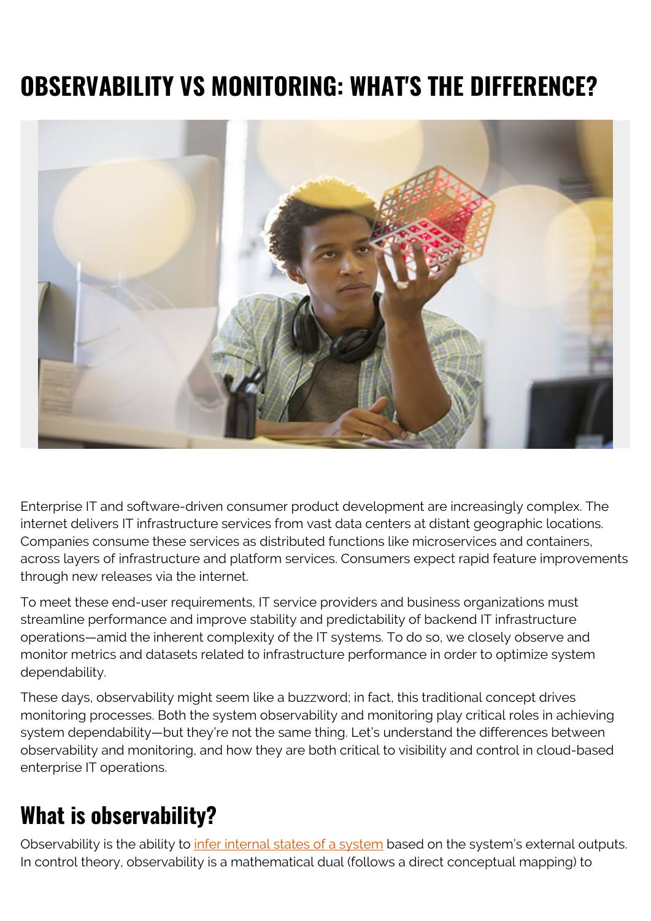# OBSERVABILITY VS MONITORING: WHAT'S THE DIFFERENCE?

Enterprise IT and software-driven consumer product development are increasingly complex. The internet delivers IT infrastructure services from vast data centers at distant geographic locations. Companies consume these services as distributed functions like microservices and containers, across layers of infrastructure and platform services. Consumers expect rapid feature improvements through new releases via the internet.

To meet these end-user requirements, IT service providers and business organizations must streamline performance and improve stability and predictability of backend IT infrastructure operations—amid the inherent complexity of the IT systems. To do so, we closely observe and monitor metrics and datasets related to infrastructure performance in order to optimize system dependability.

These days, observability might seem like a buzzword; in fact, this traditional concept drives monitoring processes. Both the system observability and monitoring play critical roles in achieving system dependability—but they're not the same thing. Let's understand the differences between observability and monitoring, and how they are both critical to visibility and control in cloud-based enterprise IT operations.

## What is observability?

Observability is the ability to infer internal states of a system based on the system's external outputs. In control theory, observability is a mathematical dual (follows a direct conceptual mapping) to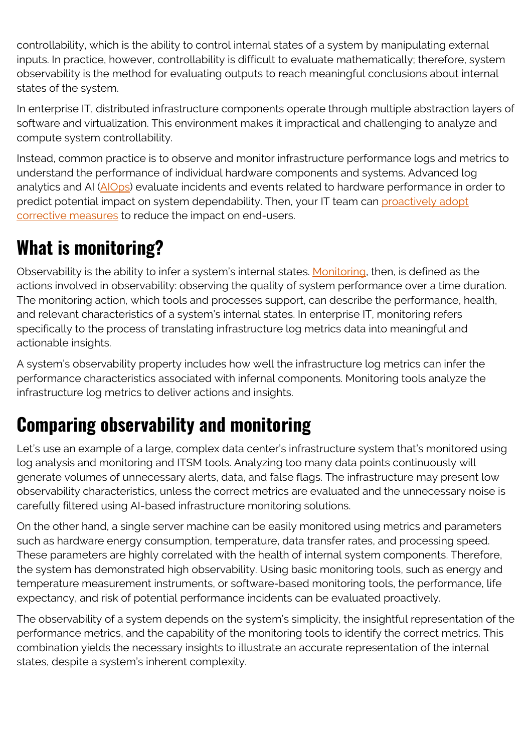controllability, which is the ability to control internal states of a system by manipulating external inputs. In practice, however, controllability is difficult to evaluate mathematically; therefore, system observability is the method for evaluating outputs to reach meaningful conclusions about internal states of the system.

In enterprise IT, distributed infrastructure components operate through multiple abstraction layers of software and virtualization. This environment makes it impractical and challenging to analyze and compute system controllability.

Instead, common practice is to observe and monitor infrastructure performance logs and metrics to understand the performance of individual hardware components and systems. Advanced log analytics and AI (AIOps) evaluate incidents and events related to hardware performance in order to predict potential impact on system dependability. Then, your IT team can proactively adopt corrective measures to reduce the impact on end-users.

# What is monitoring?

Observability is the ability to infer a system's internal states. Monitoring, then, is defined as the actions involved in observability: observing the quality of system performance over a time duration. The monitoring action, which tools and processes support, can describe the performance, health, and relevant characteristics of a system's internal states. In enterprise IT, monitoring refers specifically to the process of translating infrastructure log metrics data into meaningful and actionable insights.

A system's observability property includes how well the infrastructure log metrics can infer the performance characteristics associated with infernal components. Monitoring tools analyze the infrastructure log metrics to deliver actions and insights.

# Comparing observability and monitoring

Let's use an example of a large, complex data center's infrastructure system that's monitored using log analysis and monitoring and ITSM tools. Analyzing too many data points continuously will generate volumes of unnecessary alerts, data, and false flags. The infrastructure may present low observability characteristics, unless the correct metrics are evaluated and the unnecessary noise is carefully filtered using AI-based infrastructure monitoring solutions.

On the other hand, a single server machine can be easily monitored using metrics and parameters such as hardware energy consumption, temperature, data transfer rates, and processing speed. These parameters are highly correlated with the health of internal system components. Therefore, the system has demonstrated high observability. Using basic monitoring tools, such as energy and temperature measurement instruments, or software-based monitoring tools, the performance, life expectancy, and risk of potential performance incidents can be evaluated proactively.

The observability of a system depends on the system's simplicity, the insightful representation of the performance metrics, and the capability of the monitoring tools to identify the correct metrics. This combination yields the necessary insights to illustrate an accurate representation of the internal states, despite a system's inherent complexity.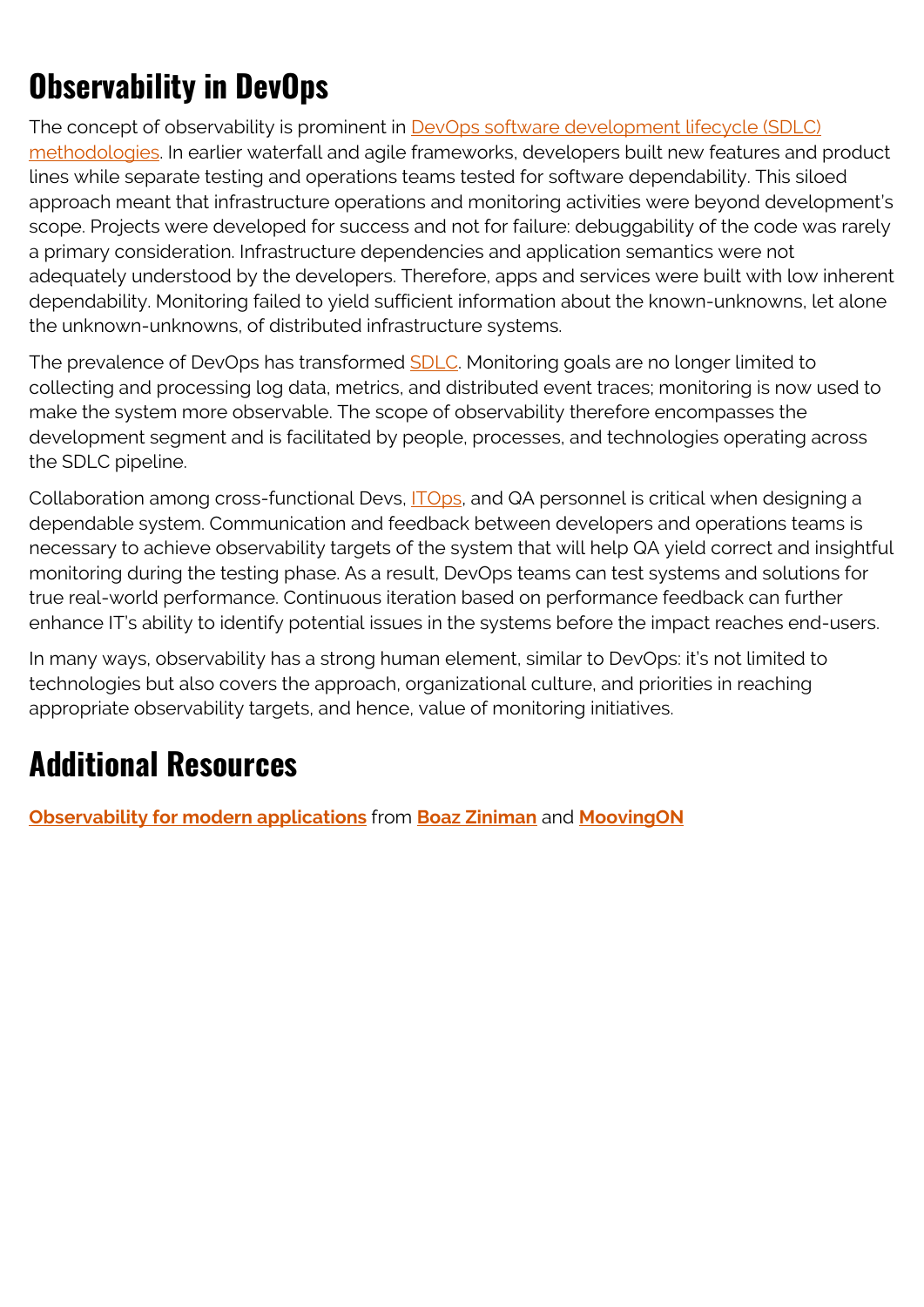## Observability in DevOps

The concept of observability is prominent in DevOps software development lifecycle (SDLC) methodologies. In earlier waterfall and agile frameworks, developers built new features and product lines while separate testing and operations teams tested for software dependability. This siloed approach meant that infrastructure operations and monitoring activities were beyond development's scope. Projects were developed for success and not for failure: debuggability of the code was rarely a primary consideration. Infrastructure dependencies and application semantics were not adequately understood by the developers. Therefore, apps and services were built with low inherent dependability. Monitoring failed to yield sufficient information about the known-unknowns, let alone the unknown-unknowns, of distributed infrastructure systems.

The prevalence of DevOps has transformed SDLC. Monitoring goals are no longer limited to collecting and processing log data, metrics, and distributed event traces; monitoring is now used to make the system more observable. The scope of observability therefore encompasses the development segment and is facilitated by people, processes, and technologies operating across the SDLC pipeline.

Collaboration among cross-functional Devs, ITOps, and QA personnel is critical when designing a dependable system. Communication and feedback between developers and operations teams is necessary to achieve observability targets of the system that will help QA yield correct and insightful monitoring during the testing phase. As a result, DevOps teams can test systems and solutions for true real-world performance. Continuous iteration based on performance feedback can further enhance IT's ability to identify potential issues in the systems before the impact reaches end-users.

In many ways, observability has a strong human element, similar to DevOps: it's not limited to technologies but also covers the approach, organizational culture, and priorities in reaching appropriate observability targets, and hence, value of monitoring initiatives.

## Additional Resources

**Observability for modern applications** from **Boaz Ziniman** and **MoovingON**